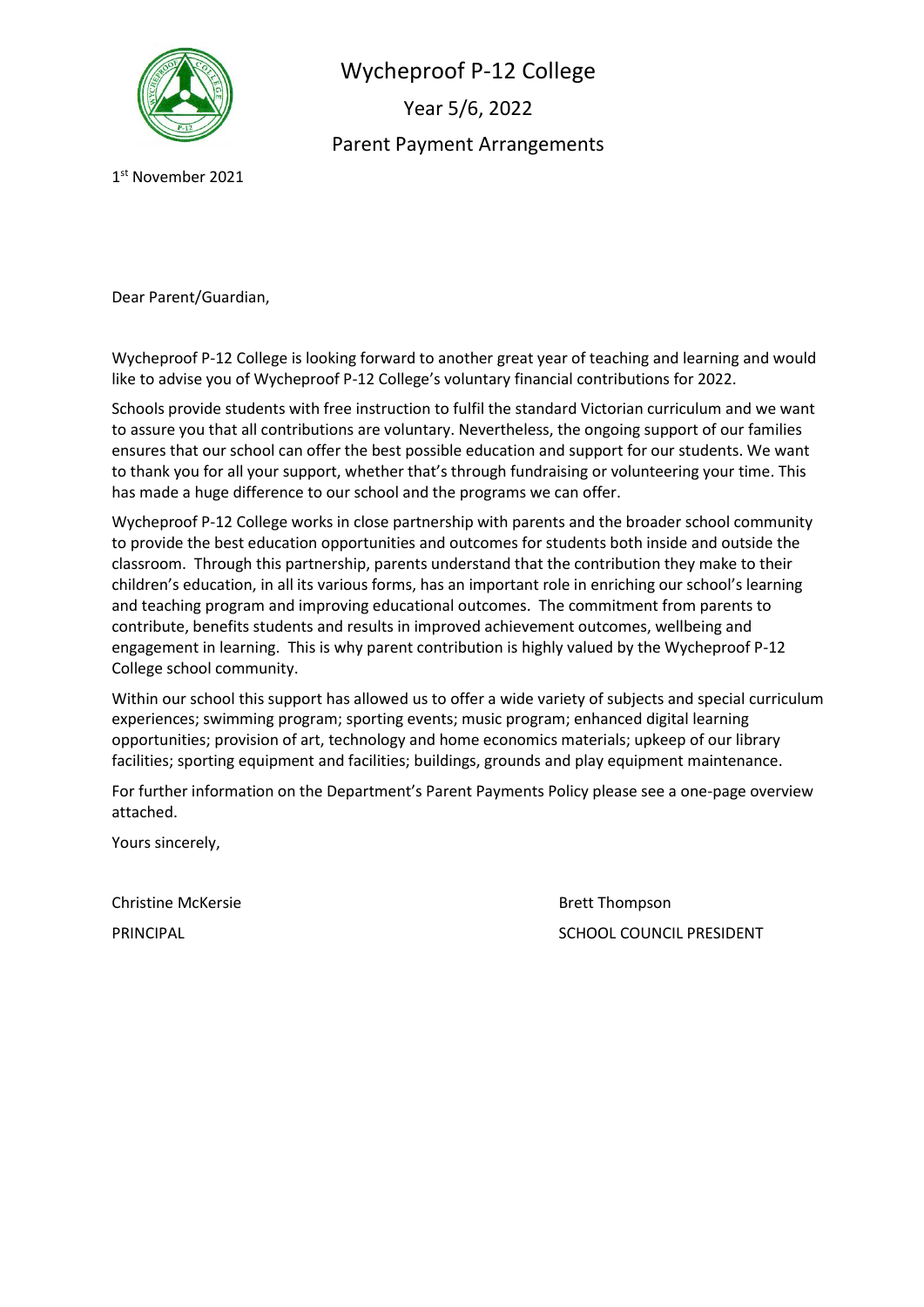# Wycheproof P-12 College

## Year 5/6, 2022

## Parent Payment Arrangements

1st November 2021

Dear Parent/Guardian,

Wycheproof P-12 College is looking forward to another great year of teaching and learning and would like to advise you of Wycheproof P-12 College's voluntary financial contributions for 2022.

Schools provide students with free instruction to fulfil the standard Victorian curriculum and we want to assure you that all contributions are voluntary. Nevertheless, the ongoing support of our families ensures that our school can offer the best possible education and support for our students. We want to thank you for all your support, whether that's through fundraising or volunteering your time. This has made a huge difference to our school and the programs we can offer.

Wycheproof P-12 College works in close partnership with parents and the broader school community to provide the best education opportunities and outcomes for students both inside and outside the classroom. Through this partnership, parents understand that the contribution they make to their children's education, in all its various forms, has an important role in enriching our school's learning and teaching program and improving educational outcomes. The commitment from parents to contribute, benefits students and results in improved achievement outcomes, wellbeing and engagement in learning. This is why parent contribution is highly valued by the Wycheproof P-12 College school community.

Within our school this support has allowed us to offer a wide variety of subjects and special curriculum experiences; swimming program; sporting events; music program; enhanced digital learning opportunities; provision of art, technology and home economics materials; upkeep of our library facilities; sporting equipment and facilities; buildings, grounds and play equipment maintenance.

For further information on the Department's Parent Payments Policy please see a one-page overview attached.

Yours sincerely,

Christine McKersie
PRINCIPAL

Brett Thompson
SCHOOL COUNCIL PRESIDENT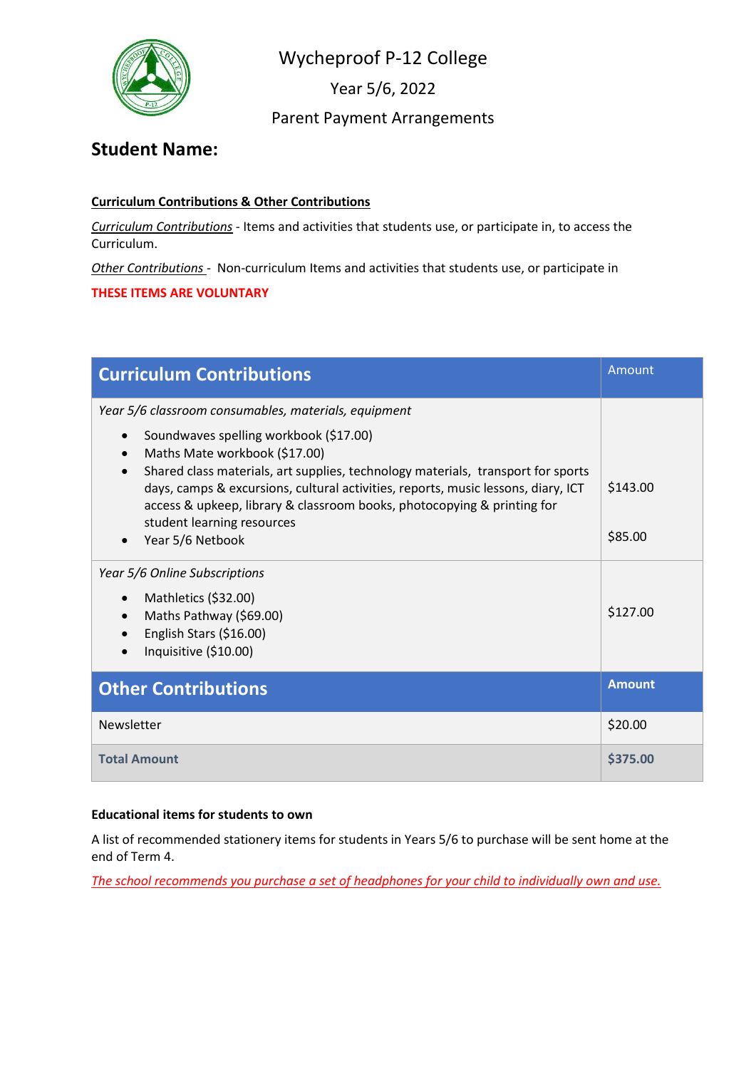# Wycheproof P-12 College

Year 5/6, 2022

Parent Payment Arrangements

## Student Name:

**Curriculum Contributions & Other Contributions**

*Curriculum Contributions* - Items and activities that students use, or participate in, to access the Curriculum.

*Other Contributions* - Non-curriculum Items and activities that students use, or participate in

**THESE ITEMS ARE VOLUNTARY**

| Curriculum Contributions | Amount |
|---|---|
| *Year 5/6 classroom consumables, materials, equipment*<br>• Soundwaves spelling workbook ($17.00)<br>• Maths Mate workbook ($17.00)<br>• Shared class materials, art supplies, technology materials, transport for sports days, camps & excursions, cultural activities, reports, music lessons, diary, ICT access & upkeep, library & classroom books, photocopying & printing for student learning resources<br>• Year 5/6 Netbook | $143.00<br><br>$85.00 |
| *Year 5/6 Online Subscriptions*<br>• Mathletics ($32.00)<br>• Maths Pathway ($69.00)<br>• English Stars ($16.00)<br>• Inquisitive ($10.00) | $127.00 |
| **Other Contributions** | **Amount** |
| Newsletter | $20.00 |
| **Total Amount** | **$375.00** |

**Educational items for students to own**

A list of recommended stationery items for students in Years 5/6 to purchase will be sent home at the end of Term 4.

*The school recommends you purchase a set of headphones for your child to individually own and use.*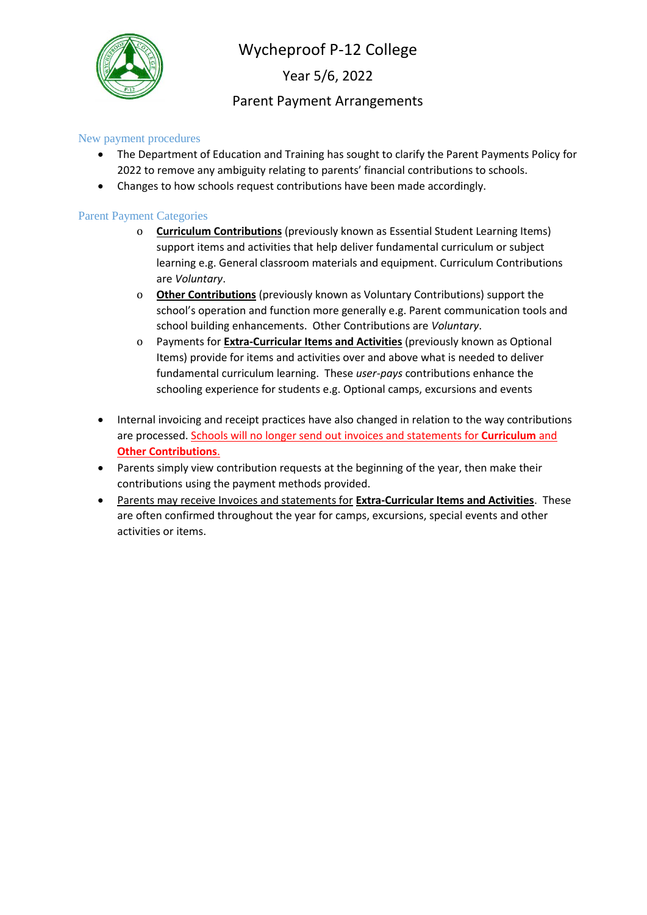# Wycheproof P-12 College

## Year 5/6, 2022

## Parent Payment Arrangements

### New payment procedures

- The Department of Education and Training has sought to clarify the Parent Payments Policy for 2022 to remove any ambiguity relating to parents' financial contributions to schools.
- Changes to how schools request contributions have been made accordingly.

### Parent Payment Categories

- **Curriculum Contributions** (previously known as Essential Student Learning Items) support items and activities that help deliver fundamental curriculum or subject learning e.g. General classroom materials and equipment. Curriculum Contributions are *Voluntary*.
- **Other Contributions** (previously known as Voluntary Contributions) support the school's operation and function more generally e.g. Parent communication tools and school building enhancements. Other Contributions are *Voluntary*.
- Payments for **Extra-Curricular Items and Activities** (previously known as Optional Items) provide for items and activities over and above what is needed to deliver fundamental curriculum learning. These *user-pays* contributions enhance the schooling experience for students e.g. Optional camps, excursions and events

- Internal invoicing and receipt practices have also changed in relation to the way contributions are processed. Schools will no longer send out invoices and statements for **Curriculum** and **Other Contributions**.
- Parents simply view contribution requests at the beginning of the year, then make their contributions using the payment methods provided.
- Parents may receive Invoices and statements for **Extra-Curricular Items and Activities**. These are often confirmed throughout the year for camps, excursions, special events and other activities or items.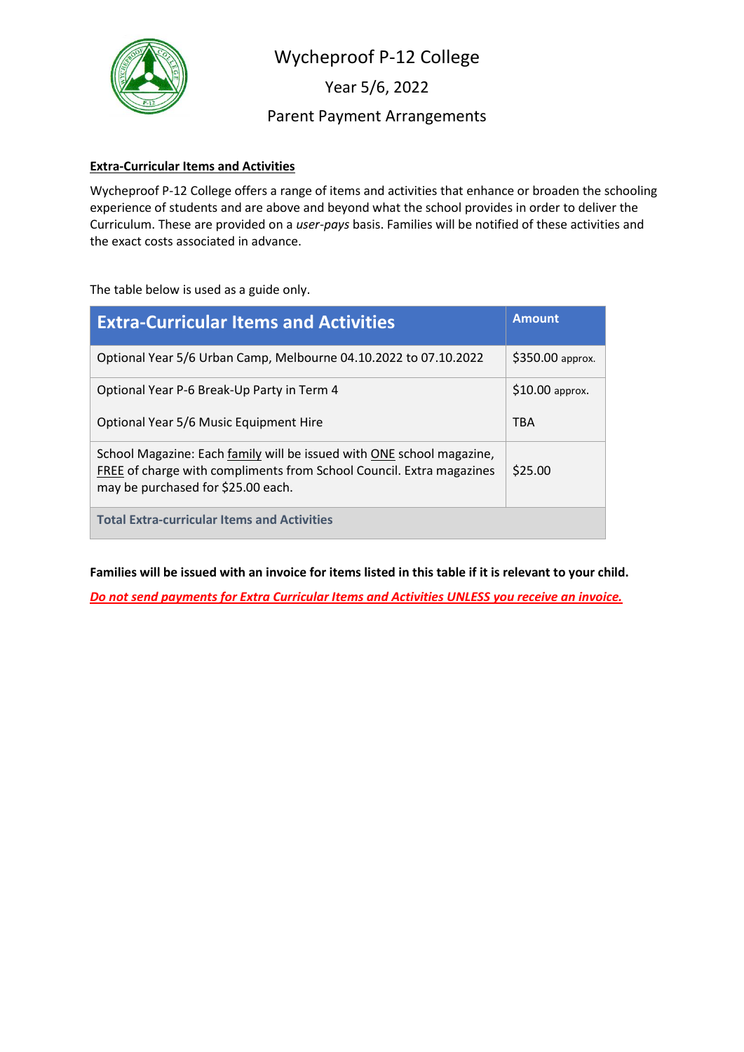# Wycheproof P-12 College

## Year 5/6, 2022

## Parent Payment Arrangements

**Extra-Curricular Items and Activities**

Wycheproof P-12 College offers a range of items and activities that enhance or broaden the schooling experience of students and are above and beyond what the school provides in order to deliver the Curriculum. These are provided on a *user-pays* basis. Families will be notified of these activities and the exact costs associated in advance.

The table below is used as a guide only.

| Extra-Curricular Items and Activities | Amount |
|---|---|
| Optional Year 5/6 Urban Camp, Melbourne 04.10.2022 to 07.10.2022 | $350.00 approx. |
| Optional Year P-6 Break-Up Party in Term 4 | $10.00 approx. |
| Optional Year 5/6 Music Equipment Hire | TBA |
| School Magazine: Each family will be issued with ONE school magazine, FREE of charge with compliments from School Council. Extra magazines may be purchased for $25.00 each. | $25.00 |
| **Total Extra-curricular Items and Activities** | |

**Families will be issued with an invoice for items listed in this table if it is relevant to your child.**

***Do not send payments for Extra Curricular Items and Activities UNLESS you receive an invoice.***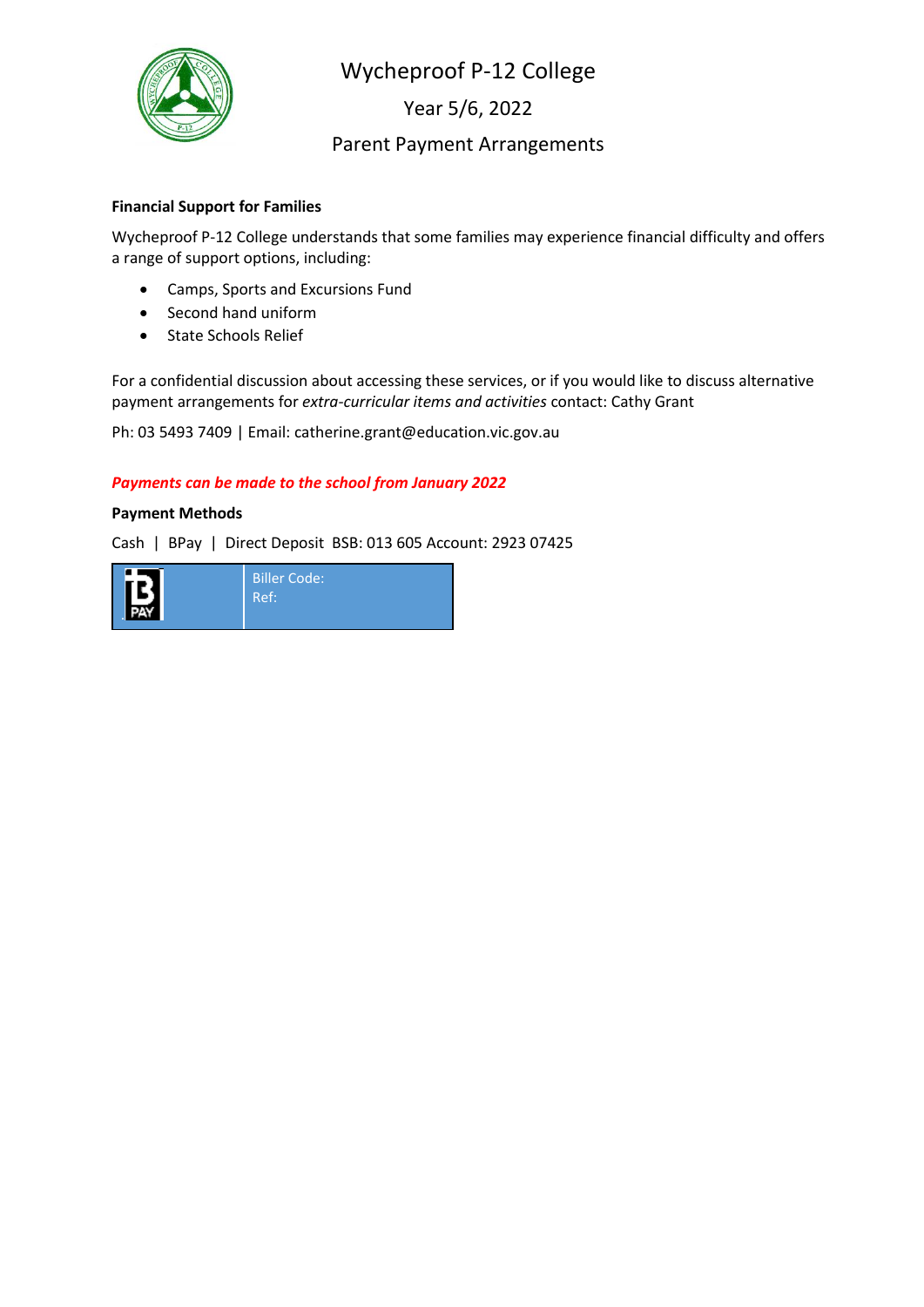# Wycheproof P-12 College

## Year 5/6, 2022

## Parent Payment Arrangements

**Financial Support for Families**

Wycheproof P-12 College understands that some families may experience financial difficulty and offers a range of support options, including:

- Camps, Sports and Excursions Fund
- Second hand uniform
- State Schools Relief

For a confidential discussion about accessing these services, or if you would like to discuss alternative payment arrangements for *extra-curricular items and activities* contact: Cathy Grant

Ph: 03 5493 7409 | Email: catherine.grant@education.vic.gov.au

***Payments can be made to the school from January 2022***

**Payment Methods**

Cash | BPay | Direct Deposit BSB: 013 605 Account: 2923 07425

| | |
|---|---|
| BPAY | Biller Code:<br>Ref: |